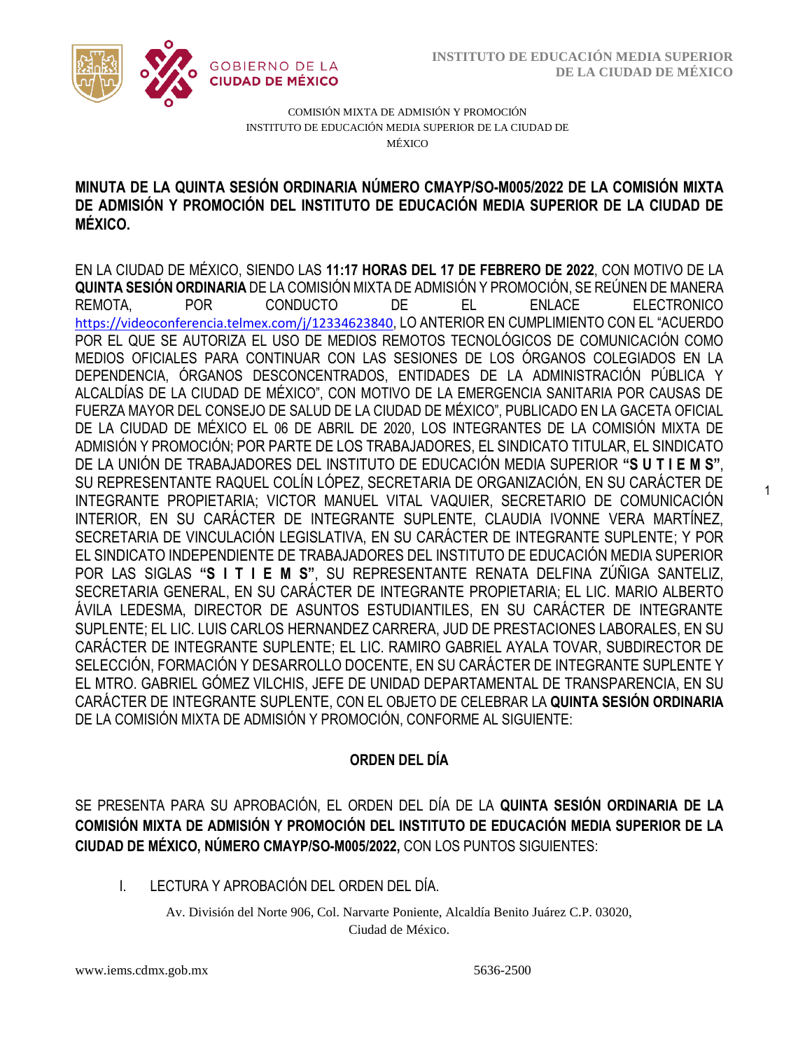COMISIÓN MIXTA DE ADMISIÓN Y PROMOCIÓN
INSTITUTO DE EDUCACIÓN MEDIA SUPERIOR DE LA CIUDAD DE MÉXICO

**MINUTA DE LA QUINTA SESIÓN ORDINARIA NÚMERO CMAYP/SO-M005/2022 DE LA COMISIÓN MIXTA DE ADMISIÓN Y PROMOCIÓN DEL INSTITUTO DE EDUCACIÓN MEDIA SUPERIOR DE LA CIUDAD DE MÉXICO.**

EN LA CIUDAD DE MÉXICO, SIENDO LAS **11:17 HORAS DEL 17 DE FEBRERO DE 2022**, CON MOTIVO DE LA **QUINTA SESIÓN ORDINARIA** DE LA COMISIÓN MIXTA DE ADMISIÓN Y PROMOCIÓN, SE REÚNEN DE MANERA REMOTA, POR CONDUCTO DE EL ENLACE ELECTRONICO https://videoconferencia.telmex.com/j/12334623840, LO ANTERIOR EN CUMPLIMIENTO CON EL "ACUERDO POR EL QUE SE AUTORIZA EL USO DE MEDIOS REMOTOS TECNOLÓGICOS DE COMUNICACIÓN COMO MEDIOS OFICIALES PARA CONTINUAR CON LAS SESIONES DE LOS ÓRGANOS COLEGIADOS EN LA DEPENDENCIA, ÓRGANOS DESCONCENTRADOS, ENTIDADES DE LA ADMINISTRACIÓN PÚBLICA Y ALCALDÍAS DE LA CIUDAD DE MÉXICO", CON MOTIVO DE LA EMERGENCIA SANITARIA POR CAUSAS DE FUERZA MAYOR DEL CONSEJO DE SALUD DE LA CIUDAD DE MÉXICO", PUBLICADO EN LA GACETA OFICIAL DE LA CIUDAD DE MÉXICO EL 06 DE ABRIL DE 2020, LOS INTEGRANTES DE LA COMISIÓN MIXTA DE ADMISIÓN Y PROMOCIÓN; POR PARTE DE LOS TRABAJADORES, EL SINDICATO TITULAR, EL SINDICATO DE LA UNIÓN DE TRABAJADORES DEL INSTITUTO DE EDUCACIÓN MEDIA SUPERIOR **"S U T I E M S"**, SU REPRESENTANTE RAQUEL COLÍN LÓPEZ, SECRETARIA DE ORGANIZACIÓN, EN SU CARÁCTER DE INTEGRANTE PROPIETARIA; VICTOR MANUEL VITAL VAQUIER, SECRETARIO DE COMUNICACIÓN INTERIOR, EN SU CARÁCTER DE INTEGRANTE SUPLENTE, CLAUDIA IVONNE VERA MARTÍNEZ, SECRETARIA DE VINCULACIÓN LEGISLATIVA, EN SU CARÁCTER DE INTEGRANTE SUPLENTE; Y POR EL SINDICATO INDEPENDIENTE DE TRABAJADORES DEL INSTITUTO DE EDUCACIÓN MEDIA SUPERIOR POR LAS SIGLAS **"S I T I E M S"**, SU REPRESENTANTE RENATA DELFINA ZÚÑIGA SANTELIZ, SECRETARIA GENERAL, EN SU CARÁCTER DE INTEGRANTE PROPIETARIA; EL LIC. MARIO ALBERTO ÁVILA LEDESMA, DIRECTOR DE ASUNTOS ESTUDIANTILES, EN SU CARÁCTER DE INTEGRANTE SUPLENTE; EL LIC. LUIS CARLOS HERNANDEZ CARRERA, JUD DE PRESTACIONES LABORALES, EN SU CARÁCTER DE INTEGRANTE SUPLENTE; EL LIC. RAMIRO GABRIEL AYALA TOVAR, SUBDIRECTOR DE SELECCIÓN, FORMACIÓN Y DESARROLLO DOCENTE, EN SU CARÁCTER DE INTEGRANTE SUPLENTE Y EL MTRO. GABRIEL GÓMEZ VILCHIS, JEFE DE UNIDAD DEPARTAMENTAL DE TRANSPARENCIA, EN SU CARÁCTER DE INTEGRANTE SUPLENTE, CON EL OBJETO DE CELEBRAR LA **QUINTA SESIÓN ORDINARIA** DE LA COMISIÓN MIXTA DE ADMISIÓN Y PROMOCIÓN, CONFORME AL SIGUIENTE:

## ORDEN DEL DÍA

SE PRESENTA PARA SU APROBACIÓN, EL ORDEN DEL DÍA DE LA **QUINTA SESIÓN ORDINARIA DE LA COMISIÓN MIXTA DE ADMISIÓN Y PROMOCIÓN DEL INSTITUTO DE EDUCACIÓN MEDIA SUPERIOR DE LA CIUDAD DE MÉXICO, NÚMERO CMAYP/SO-M005/2022,** CON LOS PUNTOS SIGUIENTES:

I. LECTURA Y APROBACIÓN DEL ORDEN DEL DÍA.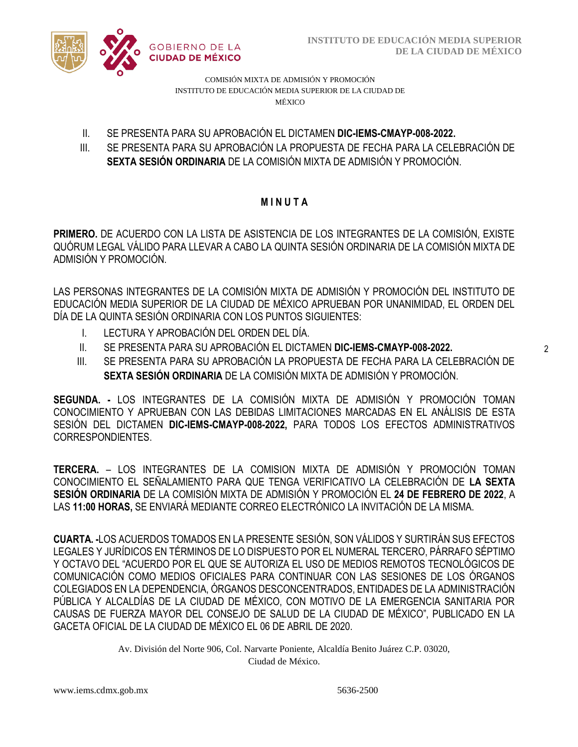COMISIÓN MIXTA DE ADMISIÓN Y PROMOCIÓN
INSTITUTO DE EDUCACIÓN MEDIA SUPERIOR DE LA CIUDAD DE MÉXICO

II. SE PRESENTA PARA SU APROBACIÓN EL DICTAMEN **DIC-IEMS-CMAYP-008-2022.**

III. SE PRESENTA PARA SU APROBACIÓN LA PROPUESTA DE FECHA PARA LA CELEBRACIÓN DE **SEXTA SESIÓN ORDINARIA** DE LA COMISIÓN MIXTA DE ADMISIÓN Y PROMOCIÓN.

## M I N U T A

**PRIMERO.** DE ACUERDO CON LA LISTA DE ASISTENCIA DE LOS INTEGRANTES DE LA COMISIÓN, EXISTE QUÓRUM LEGAL VÁLIDO PARA LLEVAR A CABO LA QUINTA SESIÓN ORDINARIA DE LA COMISIÓN MIXTA DE ADMISIÓN Y PROMOCIÓN.

LAS PERSONAS INTEGRANTES DE LA COMISIÓN MIXTA DE ADMISIÓN Y PROMOCIÓN DEL INSTITUTO DE EDUCACIÓN MEDIA SUPERIOR DE LA CIUDAD DE MÉXICO APRUEBAN POR UNANIMIDAD, EL ORDEN DEL DÍA DE LA QUINTA SESIÓN ORDINARIA CON LOS PUNTOS SIGUIENTES:

I. LECTURA Y APROBACIÓN DEL ORDEN DEL DÍA.

II. SE PRESENTA PARA SU APROBACIÓN EL DICTAMEN **DIC-IEMS-CMAYP-008-2022.**

III. SE PRESENTA PARA SU APROBACIÓN LA PROPUESTA DE FECHA PARA LA CELEBRACIÓN DE **SEXTA SESIÓN ORDINARIA** DE LA COMISIÓN MIXTA DE ADMISIÓN Y PROMOCIÓN.

**SEGUNDA. -** LOS INTEGRANTES DE LA COMISIÓN MIXTA DE ADMISIÓN Y PROMOCIÓN TOMAN CONOCIMIENTO Y APRUEBAN CON LAS DEBIDAS LIMITACIONES MARCADAS EN EL ANÁLISIS DE ESTA SESIÓN DEL DICTAMEN **DIC-IEMS-CMAYP-008-2022,** PARA TODOS LOS EFECTOS ADMINISTRATIVOS CORRESPONDIENTES.

**TERCERA.** – LOS INTEGRANTES DE LA COMISION MIXTA DE ADMISIÓN Y PROMOCIÓN TOMAN CONOCIMIENTO EL SEÑALAMIENTO PARA QUE TENGA VERIFICATIVO LA CELEBRACIÓN DE **LA SEXTA SESIÓN ORDINARIA** DE LA COMISIÓN MIXTA DE ADMISIÓN Y PROMOCIÓN EL **24 DE FEBRERO DE 2022**, A LAS **11:00 HORAS,** SE ENVIARÁ MEDIANTE CORREO ELECTRÓNICO LA INVITACIÓN DE LA MISMA.

**CUARTA. -**LOS ACUERDOS TOMADOS EN LA PRESENTE SESIÓN, SON VÁLIDOS Y SURTIRÁN SUS EFECTOS LEGALES Y JURÍDICOS EN TÉRMINOS DE LO DISPUESTO POR EL NUMERAL TERCERO, PÁRRAFO SÉPTIMO Y OCTAVO DEL "ACUERDO POR EL QUE SE AUTORIZA EL USO DE MEDIOS REMOTOS TECNOLÓGICOS DE COMUNICACIÓN COMO MEDIOS OFICIALES PARA CONTINUAR CON LAS SESIONES DE LOS ÓRGANOS COLEGIADOS EN LA DEPENDENCIA, ÓRGANOS DESCONCENTRADOS, ENTIDADES DE LA ADMINISTRACIÓN PÚBLICA Y ALCALDÍAS DE LA CIUDAD DE MÉXICO, CON MOTIVO DE LA EMERGENCIA SANITARIA POR CAUSAS DE FUERZA MAYOR DEL CONSEJO DE SALUD DE LA CIUDAD DE MÉXICO", PUBLICADO EN LA GACETA OFICIAL DE LA CIUDAD DE MÉXICO EL 06 DE ABRIL DE 2020.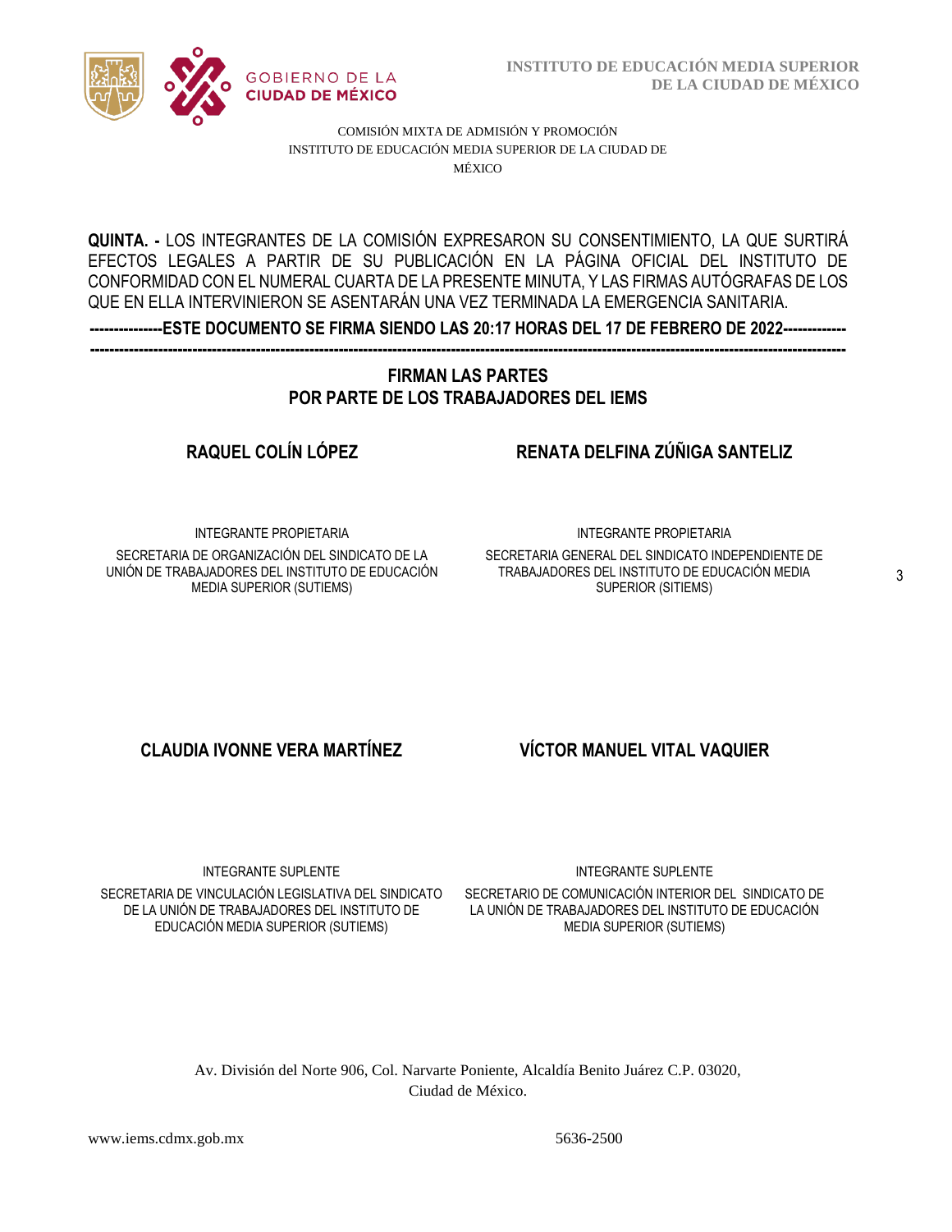COMISIÓN MIXTA DE ADMISIÓN Y PROMOCIÓN
INSTITUTO DE EDUCACIÓN MEDIA SUPERIOR DE LA CIUDAD DE MÉXICO

**QUINTA. -** LOS INTEGRANTES DE LA COMISIÓN EXPRESARON SU CONSENTIMIENTO, LA QUE SURTIRÁ EFECTOS LEGALES A PARTIR DE SU PUBLICACIÓN EN LA PÁGINA OFICIAL DEL INSTITUTO DE CONFORMIDAD CON EL NUMERAL CUARTA DE LA PRESENTE MINUTA, Y LAS FIRMAS AUTÓGRAFAS DE LOS QUE EN ELLA INTERVINIERON SE ASENTARÁN UNA VEZ TERMINADA LA EMERGENCIA SANITARIA.

**---------------ESTE DOCUMENTO SE FIRMA SIENDO LAS 20:17 HORAS DEL 17 DE FEBRERO DE 2022-------------**

**FIRMAN LAS PARTES**
**POR PARTE DE LOS TRABAJADORES DEL IEMS**

**RAQUEL COLÍN LÓPEZ**

INTEGRANTE PROPIETARIA

SECRETARIA DE ORGANIZACIÓN DEL SINDICATO DE LA UNIÓN DE TRABAJADORES DEL INSTITUTO DE EDUCACIÓN MEDIA SUPERIOR (SUTIEMS)

**RENATA DELFINA ZÚÑIGA SANTELIZ**

INTEGRANTE PROPIETARIA

SECRETARIA GENERAL DEL SINDICATO INDEPENDIENTE DE TRABAJADORES DEL INSTITUTO DE EDUCACIÓN MEDIA SUPERIOR (SITIEMS)

**CLAUDIA IVONNE VERA MARTÍNEZ**

INTEGRANTE SUPLENTE

SECRETARIA DE VINCULACIÓN LEGISLATIVA DEL SINDICATO DE LA UNIÓN DE TRABAJADORES DEL INSTITUTO DE EDUCACIÓN MEDIA SUPERIOR (SUTIEMS)

**VÍCTOR MANUEL VITAL VAQUIER**

INTEGRANTE SUPLENTE

SECRETARIO DE COMUNICACIÓN INTERIOR DEL SINDICATO DE LA UNIÓN DE TRABAJADORES DEL INSTITUTO DE EDUCACIÓN MEDIA SUPERIOR (SUTIEMS)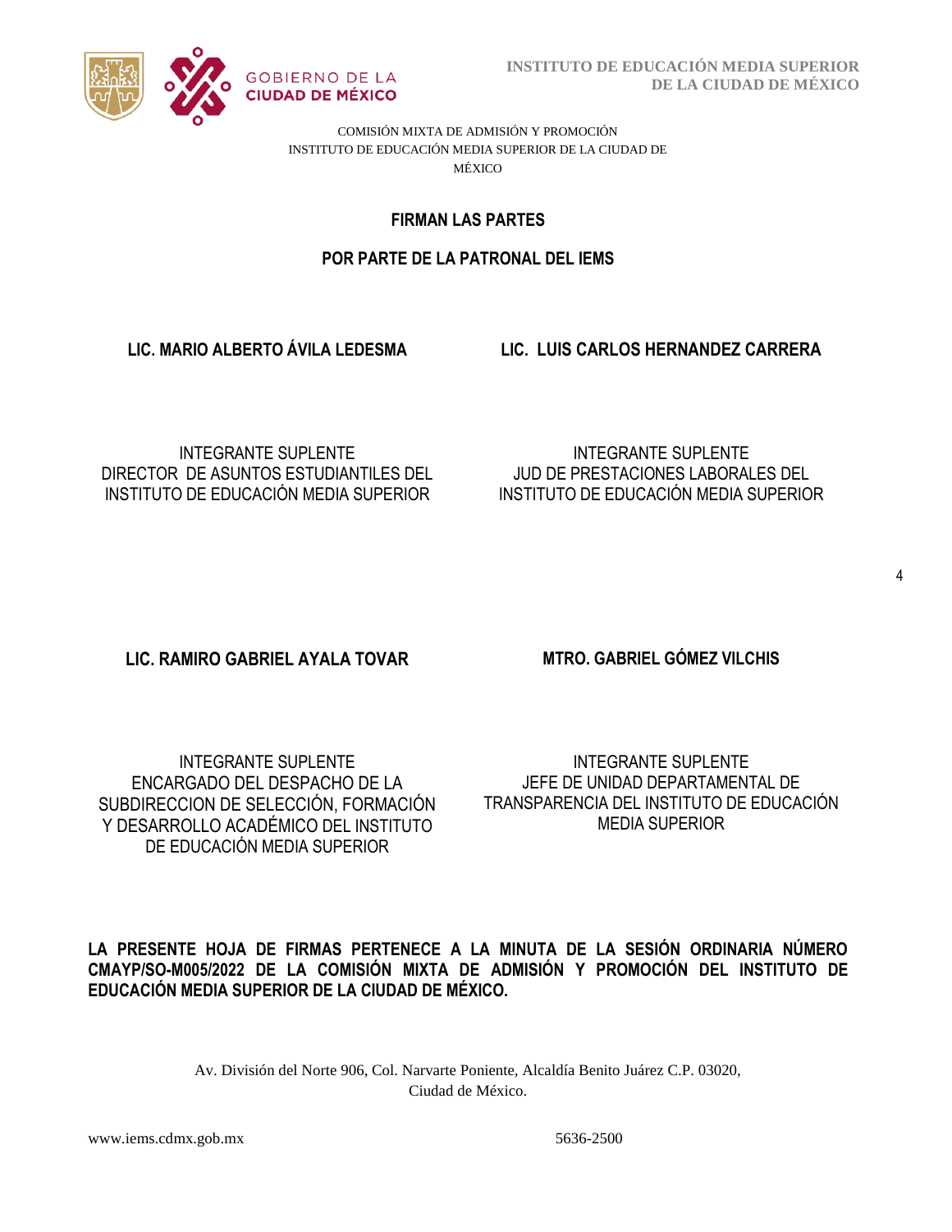COMISIÓN MIXTA DE ADMISIÓN Y PROMOCIÓN
INSTITUTO DE EDUCACIÓN MEDIA SUPERIOR DE LA CIUDAD DE MÉXICO

**FIRMAN LAS PARTES**

**POR PARTE DE LA PATRONAL DEL IEMS**

**LIC. MARIO ALBERTO ÁVILA LEDESMA**

INTEGRANTE SUPLENTE
DIRECTOR DE ASUNTOS ESTUDIANTILES DEL INSTITUTO DE EDUCACIÓN MEDIA SUPERIOR

**LIC. LUIS CARLOS HERNANDEZ CARRERA**

INTEGRANTE SUPLENTE
JUD DE PRESTACIONES LABORALES DEL INSTITUTO DE EDUCACIÓN MEDIA SUPERIOR

**LIC. RAMIRO GABRIEL AYALA TOVAR**

INTEGRANTE SUPLENTE
ENCARGADO DEL DESPACHO DE LA SUBDIRECCION DE SELECCIÓN, FORMACIÓN Y DESARROLLO ACADÉMICO DEL INSTITUTO DE EDUCACIÓN MEDIA SUPERIOR

**MTRO. GABRIEL GÓMEZ VILCHIS**

INTEGRANTE SUPLENTE
JEFE DE UNIDAD DEPARTAMENTAL DE TRANSPARENCIA DEL INSTITUTO DE EDUCACIÓN MEDIA SUPERIOR

**LA PRESENTE HOJA DE FIRMAS PERTENECE A LA MINUTA DE LA SESIÓN ORDINARIA NÚMERO CMAYP/SO-M005/2022 DE LA COMISIÓN MIXTA DE ADMISIÓN Y PROMOCIÓN DEL INSTITUTO DE EDUCACIÓN MEDIA SUPERIOR DE LA CIUDAD DE MÉXICO.**